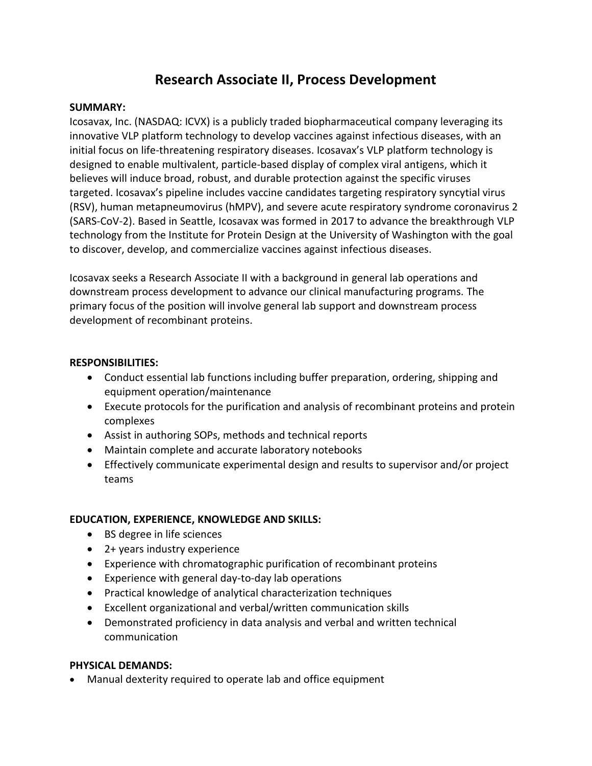# Research Associate II, Process Development

**SUMMARY:**

Icosavax, Inc. (NASDAQ: ICVX) is a publicly traded biopharmaceutical company leveraging its innovative VLP platform technology to develop vaccines against infectious diseases, with an initial focus on life-threatening respiratory diseases. Icosavax's VLP platform technology is designed to enable multivalent, particle-based display of complex viral antigens, which it believes will induce broad, robust, and durable protection against the specific viruses targeted. Icosavax's pipeline includes vaccine candidates targeting respiratory syncytial virus (RSV), human metapneumovirus (hMPV), and severe acute respiratory syndrome coronavirus 2 (SARS-CoV-2). Based in Seattle, Icosavax was formed in 2017 to advance the breakthrough VLP technology from the Institute for Protein Design at the University of Washington with the goal to discover, develop, and commercialize vaccines against infectious diseases.

Icosavax seeks a Research Associate II with a background in general lab operations and downstream process development to advance our clinical manufacturing programs. The primary focus of the position will involve general lab support and downstream process development of recombinant proteins.

**RESPONSIBILITIES:**

- Conduct essential lab functions including buffer preparation, ordering, shipping and equipment operation/maintenance
- Execute protocols for the purification and analysis of recombinant proteins and protein complexes
- Assist in authoring SOPs, methods and technical reports
- Maintain complete and accurate laboratory notebooks
- Effectively communicate experimental design and results to supervisor and/or project teams

**EDUCATION, EXPERIENCE, KNOWLEDGE AND SKILLS:**

- BS degree in life sciences
- 2+ years industry experience
- Experience with chromatographic purification of recombinant proteins
- Experience with general day-to-day lab operations
- Practical knowledge of analytical characterization techniques
- Excellent organizational and verbal/written communication skills
- Demonstrated proficiency in data analysis and verbal and written technical communication

**PHYSICAL DEMANDS:**

- Manual dexterity required to operate lab and office equipment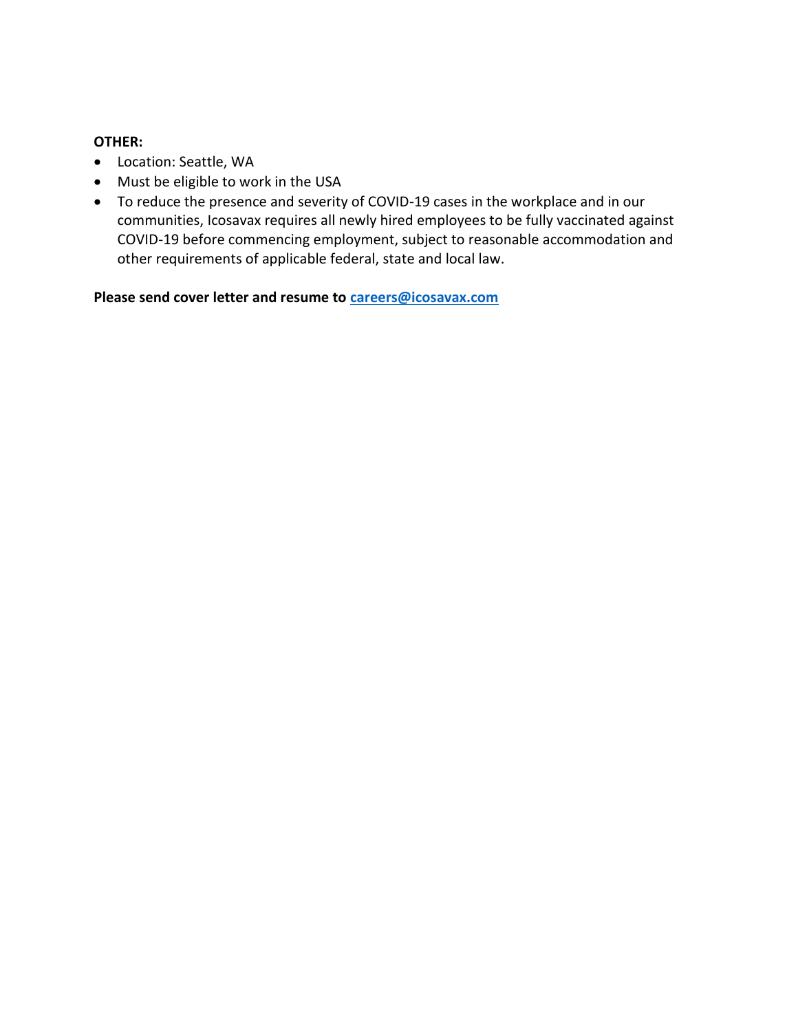**OTHER:**

- Location: Seattle, WA
- Must be eligible to work in the USA
- To reduce the presence and severity of COVID-19 cases in the workplace and in our communities, Icosavax requires all newly hired employees to be fully vaccinated against COVID-19 before commencing employment, subject to reasonable accommodation and other requirements of applicable federal, state and local law.

**Please send cover letter and resume to careers@icosavax.com**